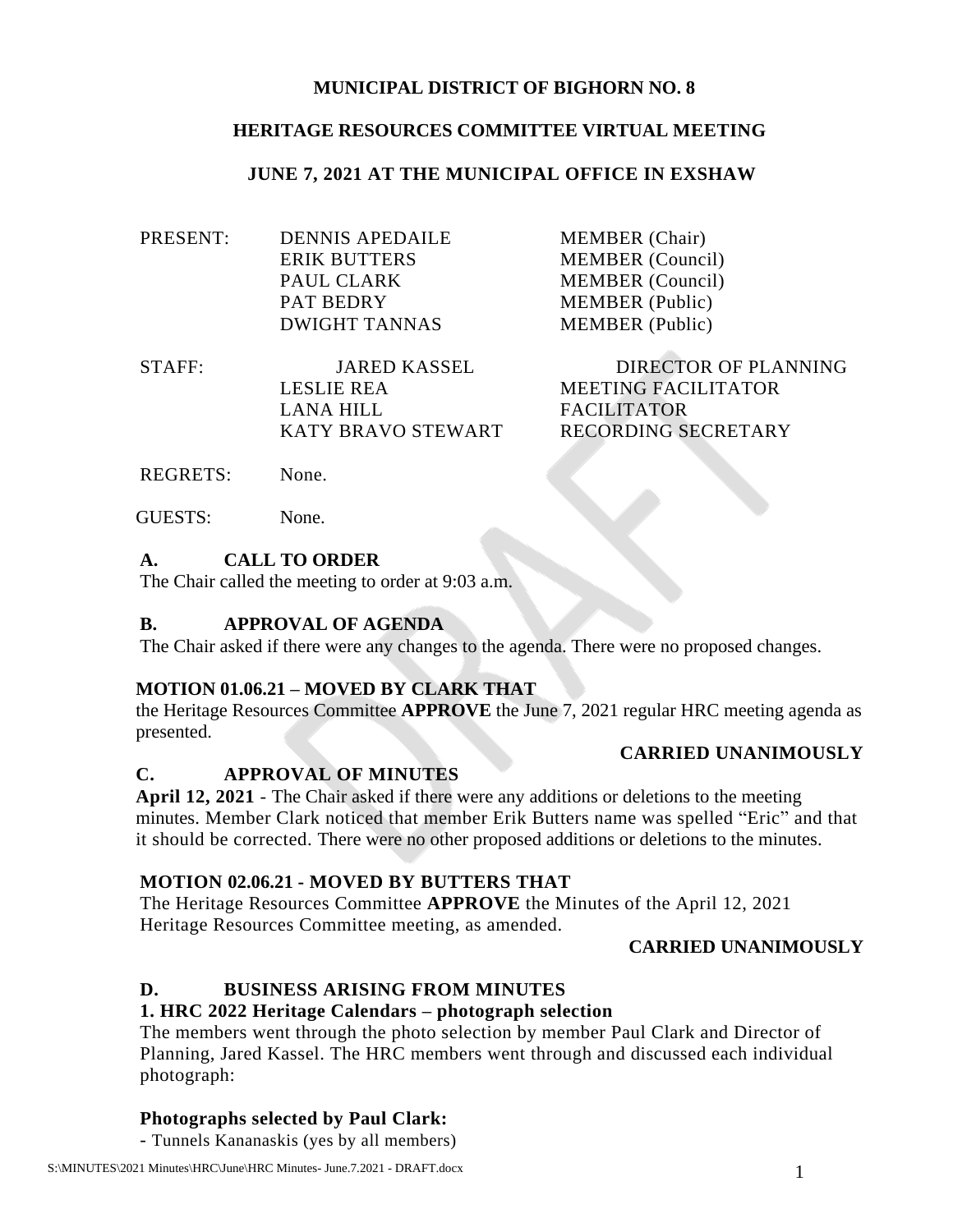# MUNICIPAL DISTRICT OF BIGHORN NO. 8

## HERITAGE RESOURCES COMMITTEE VIRTUAL MEETING

## JUNE 7, 2021 AT THE MUNICIPAL OFFICE IN EXSHAW

| | | |
|---|---|---|
| PRESENT: | DENNIS APEDAILE | MEMBER (Chair) |
| | ERIK BUTTERS | MEMBER (Council) |
| | PAUL CLARK | MEMBER (Council) |
| | PAT BEDRY | MEMBER (Public) |
| | DWIGHT TANNAS | MEMBER (Public) |
| STAFF: | JARED KASSEL | DIRECTOR OF PLANNING |
| | LESLIE REA | MEETING FACILITATOR |
| | LANA HILL | FACILITATOR |
| | KATY BRAVO STEWART | RECORDING SECRETARY |
| REGRETS: | None. | |
| GUESTS: | None. | |

### A. CALL TO ORDER

The Chair called the meeting to order at 9:03 a.m.

### B. APPROVAL OF AGENDA

The Chair asked if there were any changes to the agenda. There were no proposed changes.

**MOTION 01.06.21 – MOVED BY CLARK THAT**
the Heritage Resources Committee **APPROVE** the June 7, 2021 regular HRC meeting agenda as presented.

**CARRIED UNANIMOUSLY**

### C. APPROVAL OF MINUTES

**April 12, 2021** - The Chair asked if there were any additions or deletions to the meeting minutes. Member Clark noticed that member Erik Butters name was spelled "Eric" and that it should be corrected. There were no other proposed additions or deletions to the minutes.

**MOTION 02.06.21 - MOVED BY BUTTERS THAT**
The Heritage Resources Committee **APPROVE** the Minutes of the April 12, 2021 Heritage Resources Committee meeting, as amended.

**CARRIED UNANIMOUSLY**

### D. BUSINESS ARISING FROM MINUTES

**1. HRC 2022 Heritage Calendars – photograph selection**

The members went through the photo selection by member Paul Clark and Director of Planning, Jared Kassel. The HRC members went through and discussed each individual photograph:

**Photographs selected by Paul Clark:**

- Tunnels Kananaskis (yes by all members)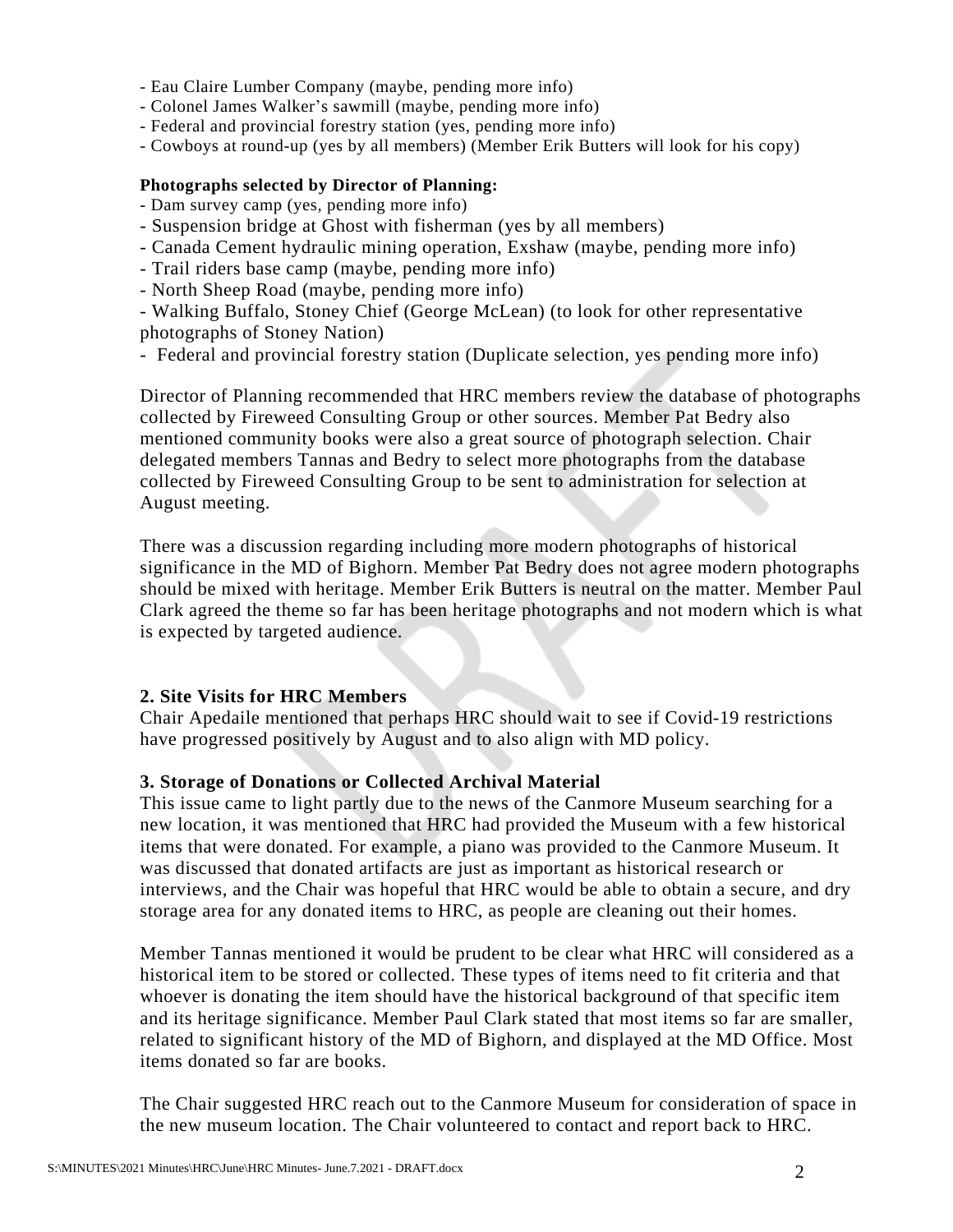- Eau Claire Lumber Company (maybe, pending more info)
- Colonel James Walker's sawmill (maybe, pending more info)
- Federal and provincial forestry station (yes, pending more info)
- Cowboys at round-up (yes by all members) (Member Erik Butters will look for his copy)

**Photographs selected by Director of Planning:**

- Dam survey camp (yes, pending more info)
- Suspension bridge at Ghost with fisherman (yes by all members)
- Canada Cement hydraulic mining operation, Exshaw (maybe, pending more info)
- Trail riders base camp (maybe, pending more info)
- North Sheep Road (maybe, pending more info)
- Walking Buffalo, Stoney Chief (George McLean) (to look for other representative photographs of Stoney Nation)
- Federal and provincial forestry station (Duplicate selection, yes pending more info)

Director of Planning recommended that HRC members review the database of photographs collected by Fireweed Consulting Group or other sources. Member Pat Bedry also mentioned community books were also a great source of photograph selection. Chair delegated members Tannas and Bedry to select more photographs from the database collected by Fireweed Consulting Group to be sent to administration for selection at August meeting.

There was a discussion regarding including more modern photographs of historical significance in the MD of Bighorn. Member Pat Bedry does not agree modern photographs should be mixed with heritage. Member Erik Butters is neutral on the matter. Member Paul Clark agreed the theme so far has been heritage photographs and not modern which is what is expected by targeted audience.

**2. Site Visits for HRC Members**

Chair Apedaile mentioned that perhaps HRC should wait to see if Covid-19 restrictions have progressed positively by August and to also align with MD policy.

**3. Storage of Donations or Collected Archival Material**

This issue came to light partly due to the news of the Canmore Museum searching for a new location, it was mentioned that HRC had provided the Museum with a few historical items that were donated. For example, a piano was provided to the Canmore Museum. It was discussed that donated artifacts are just as important as historical research or interviews, and the Chair was hopeful that HRC would be able to obtain a secure, and dry storage area for any donated items to HRC, as people are cleaning out their homes.

Member Tannas mentioned it would be prudent to be clear what HRC will considered as a historical item to be stored or collected. These types of items need to fit criteria and that whoever is donating the item should have the historical background of that specific item and its heritage significance. Member Paul Clark stated that most items so far are smaller, related to significant history of the MD of Bighorn, and displayed at the MD Office. Most items donated so far are books.

The Chair suggested HRC reach out to the Canmore Museum for consideration of space in the new museum location. The Chair volunteered to contact and report back to HRC.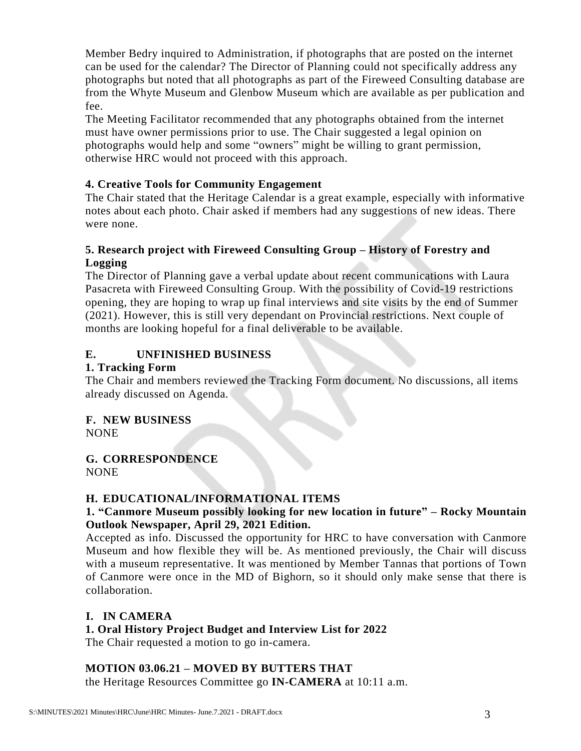Member Bedry inquired to Administration, if photographs that are posted on the internet can be used for the calendar? The Director of Planning could not specifically address any photographs but noted that all photographs as part of the Fireweed Consulting database are from the Whyte Museum and Glenbow Museum which are available as per publication and fee.

The Meeting Facilitator recommended that any photographs obtained from the internet must have owner permissions prior to use. The Chair suggested a legal opinion on photographs would help and some "owners" might be willing to grant permission, otherwise HRC would not proceed with this approach.

**4. Creative Tools for Community Engagement**

The Chair stated that the Heritage Calendar is a great example, especially with informative notes about each photo. Chair asked if members had any suggestions of new ideas. There were none.

**5. Research project with Fireweed Consulting Group – History of Forestry and Logging**

The Director of Planning gave a verbal update about recent communications with Laura Pasacreta with Fireweed Consulting Group. With the possibility of Covid-19 restrictions opening, they are hoping to wrap up final interviews and site visits by the end of Summer (2021). However, this is still very dependant on Provincial restrictions. Next couple of months are looking hopeful for a final deliverable to be available.

## E. UNFINISHED BUSINESS

**1. Tracking Form**

The Chair and members reviewed the Tracking Form document. No discussions, all items already discussed on Agenda.

## F. NEW BUSINESS

NONE

## G. CORRESPONDENCE

NONE

## H. EDUCATIONAL/INFORMATIONAL ITEMS

**1. "Canmore Museum possibly looking for new location in future" – Rocky Mountain Outlook Newspaper, April 29, 2021 Edition.**

Accepted as info. Discussed the opportunity for HRC to have conversation with Canmore Museum and how flexible they will be. As mentioned previously, the Chair will discuss with a museum representative. It was mentioned by Member Tannas that portions of Town of Canmore were once in the MD of Bighorn, so it should only make sense that there is collaboration.

## I. IN CAMERA

**1. Oral History Project Budget and Interview List for 2022**

The Chair requested a motion to go in-camera.

**MOTION 03.06.21 – MOVED BY BUTTERS THAT**

the Heritage Resources Committee go **IN-CAMERA** at 10:11 a.m.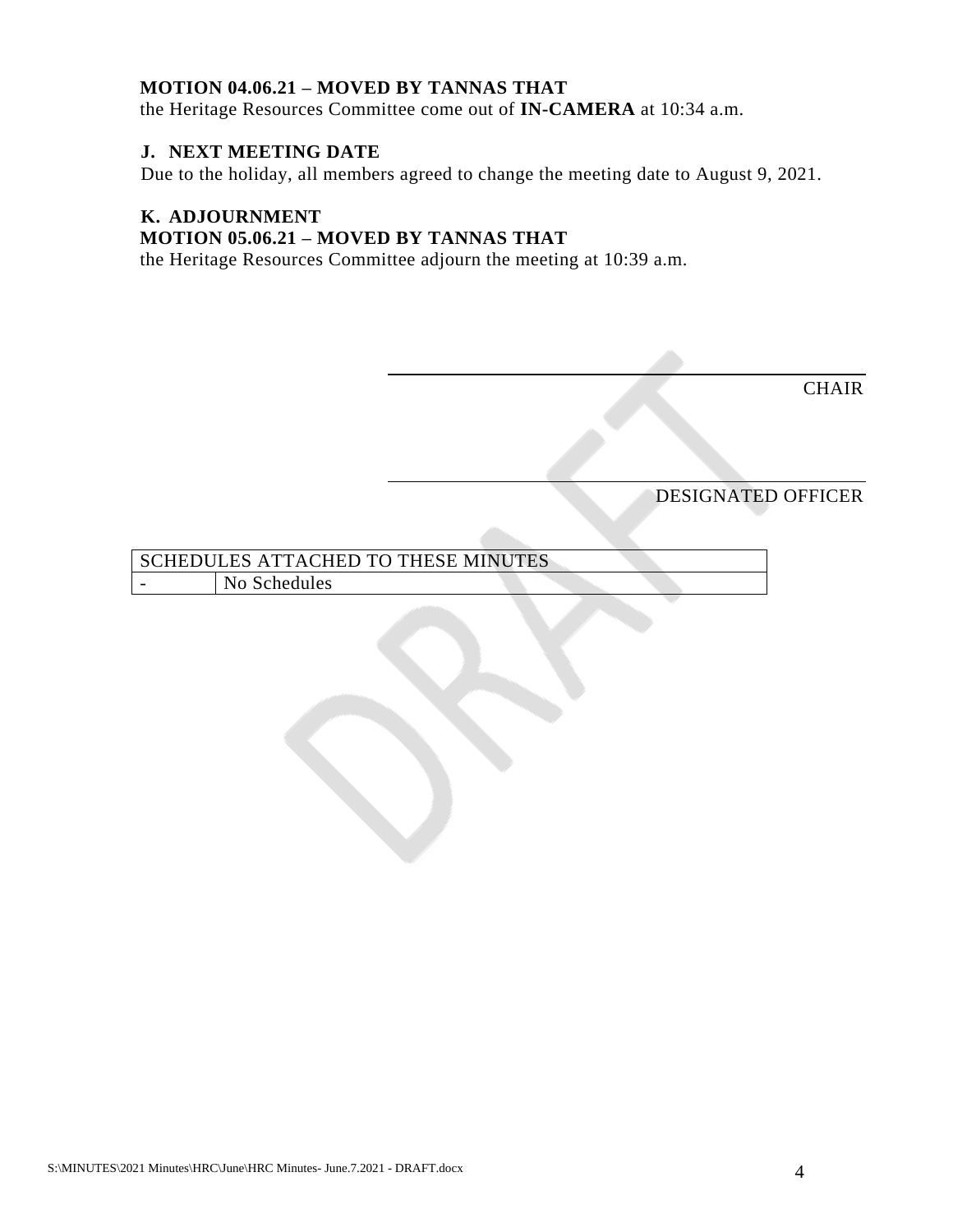**MOTION 04.06.21 – MOVED BY TANNAS THAT**
the Heritage Resources Committee come out of **IN-CAMERA** at 10:34 a.m.

## J. NEXT MEETING DATE

Due to the holiday, all members agreed to change the meeting date to August 9, 2021.

## K. ADJOURNMENT

**MOTION 05.06.21 – MOVED BY TANNAS THAT**
the Heritage Resources Committee adjourn the meeting at 10:39 a.m.

\_\_\_\_\_\_\_\_\_\_\_\_\_\_\_\_\_\_\_\_\_\_\_\_\_\_\_\_\_\_\_\_\_\_\_\_\_\_\_\_
CHAIR

\_\_\_\_\_\_\_\_\_\_\_\_\_\_\_\_\_\_\_\_\_\_\_\_\_\_\_\_\_\_\_\_\_\_\_\_\_\_\_\_
DESIGNATED OFFICER

| SCHEDULES ATTACHED TO THESE MINUTES | |
|---|---|
| - | No Schedules |

S:\MINUTES\2021 Minutes\HRC\June\HRC Minutes- June.7.2021 - DRAFT.docx